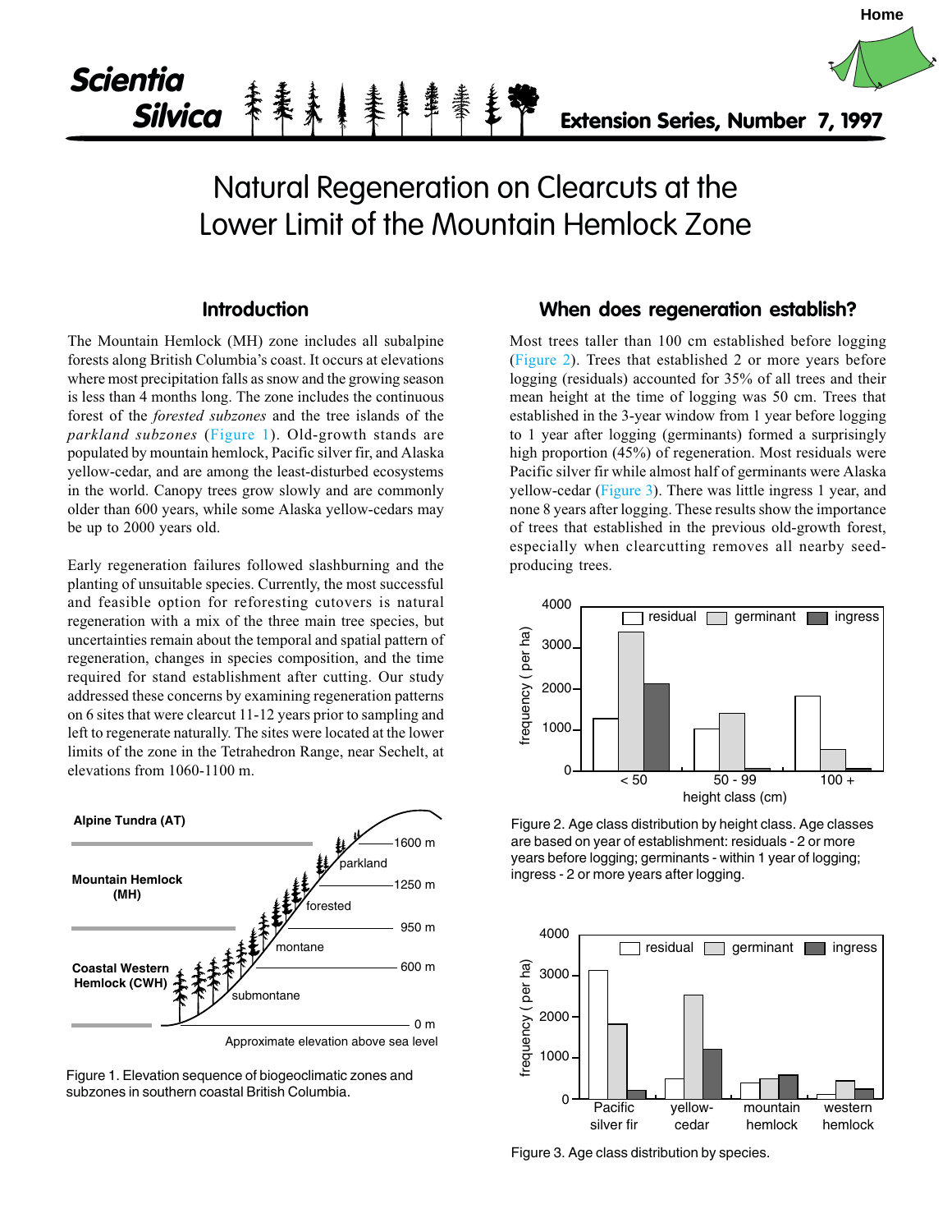Scientia Silvica

Extension Series, Number 7, 1997

# Natural Regeneration on Clearcuts at the Lower Limit of the Mountain Hemlock Zone

## Introduction

The Mountain Hemlock (MH) zone includes all subalpine forests along British Columbia's coast. It occurs at elevations where most precipitation falls as snow and the growing season is less than 4 months long. The zone includes the continuous forest of the *forested subzones* and the tree islands of the *parkland subzones* (Figure 1). Old-growth stands are populated by mountain hemlock, Pacific silver fir, and Alaska yellow-cedar, and are among the least-disturbed ecosystems in the world. Canopy trees grow slowly and are commonly older than 600 years, while some Alaska yellow-cedars may be up to 2000 years old.

Early regeneration failures followed slashburning and the planting of unsuitable species. Currently, the most successful and feasible option for reforesting cutovers is natural regeneration with a mix of the three main tree species, but uncertainties remain about the temporal and spatial pattern of regeneration, changes in species composition, and the time required for stand establishment after cutting. Our study addressed these concerns by examining regeneration patterns on 6 sites that were clearcut 11-12 years prior to sampling and left to regenerate naturally. The sites were located at the lower limits of the zone in the Tetrahedron Range, near Sechelt, at elevations from 1060-1100 m.

Figure 1. Elevation sequence of biogeoclimatic zones and subzones in southern coastal British Columbia.

## When does regeneration establish?

Most trees taller than 100 cm established before logging (Figure 2). Trees that established 2 or more years before logging (residuals) accounted for 35% of all trees and their mean height at the time of logging was 50 cm. Trees that established in the 3-year window from 1 year before logging to 1 year after logging (germinants) formed a surprisingly high proportion (45%) of regeneration. Most residuals were Pacific silver fir while almost half of germinants were Alaska yellow-cedar (Figure 3). There was little ingress 1 year, and none 8 years after logging. These results show the importance of trees that established in the previous old-growth forest, especially when clearcutting removes all nearby seed-producing trees.

Figure 2. Age class distribution by height class. Age classes are based on year of establishment: residuals - 2 or more years before logging; germinants - within 1 year of logging; ingress - 2 or more years after logging.

Figure 3. Age class distribution by species.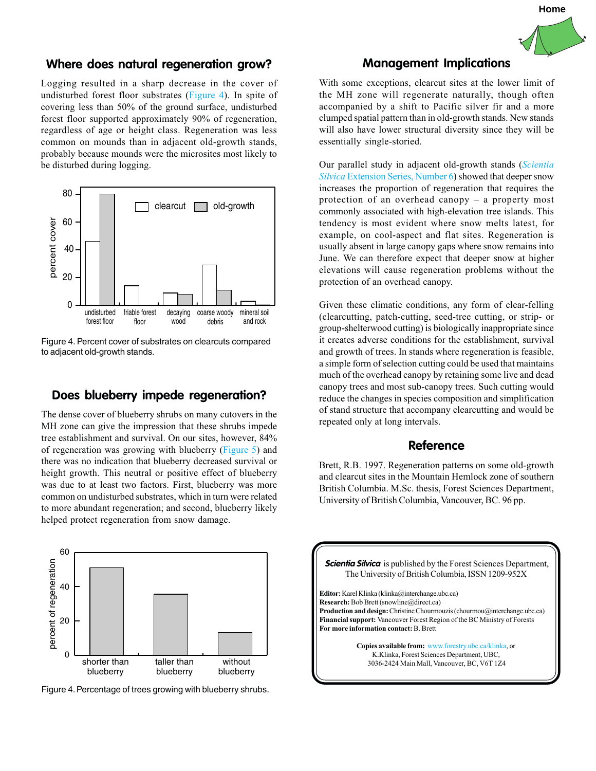Home

## Where does natural regeneration grow?

Logging resulted in a sharp decrease in the cover of undisturbed forest floor substrates (Figure 4). In spite of covering less than 50% of the ground surface, undisturbed forest floor supported approximately 90% of regeneration, regardless of age or height class. Regeneration was less common on mounds than in adjacent old-growth stands, probably because mounds were the microsites most likely to be disturbed during logging.

percent cover
80
60
40
20
0
clearcut
old-growth
undisturbed forest floor
friable forest floor
decaying wood
coarse woody debris
mineral soil and rock

Figure 4. Percent cover of substrates on clearcuts compared to adjacent old-growth stands.

## Does blueberry impede regeneration?

The dense cover of blueberry shrubs on many cutovers in the MH zone can give the impression that these shrubs impede tree establishment and survival. On our sites, however, 84% of regeneration was growing with blueberry (Figure 5) and there was no indication that blueberry decreased survival or height growth. This neutral or positive effect of blueberry was due to at least two factors. First, blueberry was more common on undisturbed substrates, which in turn were related to more abundant regeneration; and second, blueberry likely helped protect regeneration from snow damage.

percent of regeneration
60
40
20
0
shorter than blueberry
taller than blueberry
without blueberry

Figure 4. Percentage of trees growing with blueberry shrubs.

## Management Implications

With some exceptions, clearcut sites at the lower limit of the MH zone will regenerate naturally, though often accompanied by a shift to Pacific silver fir and a more clumped spatial pattern than in old-growth stands. New stands will also have lower structural diversity since they will be essentially single-storied.

Our parallel study in adjacent old-growth stands (*Scientia Silvica* Extension Series, Number 6) showed that deeper snow increases the proportion of regeneration that requires the protection of an overhead canopy – a property most commonly associated with high-elevation tree islands. This tendency is most evident where snow melts latest, for example, on cool-aspect and flat sites. Regeneration is usually absent in large canopy gaps where snow remains into June. We can therefore expect that deeper snow at higher elevations will cause regeneration problems without the protection of an overhead canopy.

Given these climatic conditions, any form of clear-felling (clearcutting, patch-cutting, seed-tree cutting, or strip- or group-shelterwood cutting) is biologically inappropriate since it creates adverse conditions for the establishment, survival and growth of trees. In stands where regeneration is feasible, a simple form of selection cutting could be used that maintains much of the overhead canopy by retaining some live and dead canopy trees and most sub-canopy trees. Such cutting would reduce the changes in species composition and simplification of stand structure that accompany clearcutting and would be repeated only at long intervals.

## Reference

Brett, R.B. 1997. Regeneration patterns on some old-growth and clearcut sites in the Mountain Hemlock zone of southern British Columbia. M.Sc. thesis, Forest Sciences Department, University of British Columbia, Vancouver, BC. 96 pp.

***Scientia Silvica*** is published by the Forest Sciences Department, The University of British Columbia, ISSN 1209-952X

**Editor:** Karel Klinka (klinka@interchange.ubc.ca)
**Research:** Bob Brett (snowline@direct.ca)
**Production and design:** Christine Chourmouzis (chourmou@interchange.ubc.ca)
**Financial support:** Vancouver Forest Region of the BC Ministry of Forests
**For more information contact:** B. Brett

**Copies available from:** www.forestry.ubc.ca/klinka, or
K.Klinka, Forest Sciences Department, UBC,
3036-2424 Main Mall, Vancouver, BC, V6T 1Z4